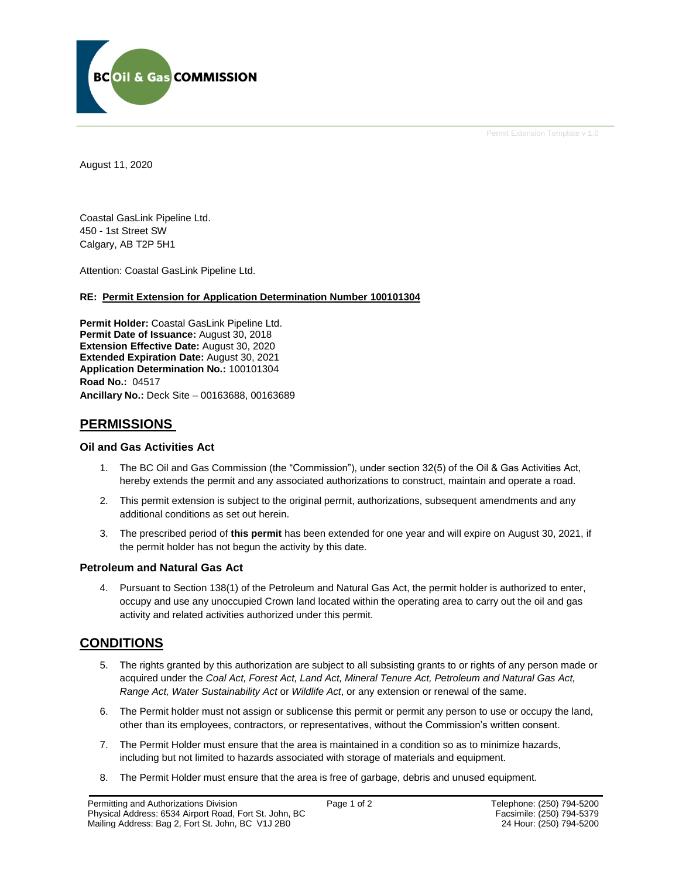BC Oil & Gas COMMISSION

Permit Extension Template v 1.0

August 11, 2020

Coastal GasLink Pipeline Ltd.
450 - 1st Street SW
Calgary, AB T2P 5H1

Attention: Coastal GasLink Pipeline Ltd.

**RE: Permit Extension for Application Determination Number 100101304**

**Permit Holder:** Coastal GasLink Pipeline Ltd.
**Permit Date of Issuance:** August 30, 2018
**Extension Effective Date:** August 30, 2020
**Extended Expiration Date:** August 30, 2021
**Application Determination No.:** 100101304
**Road No.:** 04517
**Ancillary No.:** Deck Site – 00163688, 00163689

## PERMISSIONS

### Oil and Gas Activities Act

1. The BC Oil and Gas Commission (the "Commission"), under section 32(5) of the Oil & Gas Activities Act, hereby extends the permit and any associated authorizations to construct, maintain and operate a road.
2. This permit extension is subject to the original permit, authorizations, subsequent amendments and any additional conditions as set out herein.
3. The prescribed period of **this permit** has been extended for one year and will expire on August 30, 2021, if the permit holder has not begun the activity by this date.

### Petroleum and Natural Gas Act

4. Pursuant to Section 138(1) of the Petroleum and Natural Gas Act, the permit holder is authorized to enter, occupy and use any unoccupied Crown land located within the operating area to carry out the oil and gas activity and related activities authorized under this permit.

## CONDITIONS

5. The rights granted by this authorization are subject to all subsisting grants to or rights of any person made or acquired under the *Coal Act, Forest Act, Land Act, Mineral Tenure Act, Petroleum and Natural Gas Act, Range Act, Water Sustainability Act* or *Wildlife Act*, or any extension or renewal of the same.
6. The Permit holder must not assign or sublicense this permit or permit any person to use or occupy the land, other than its employees, contractors, or representatives, without the Commission's written consent.
7. The Permit Holder must ensure that the area is maintained in a condition so as to minimize hazards, including but not limited to hazards associated with storage of materials and equipment.
8. The Permit Holder must ensure that the area is free of garbage, debris and unused equipment.

Permitting and Authorizations Division
Physical Address: 6534 Airport Road, Fort St. John, BC
Mailing Address: Bag 2, Fort St. John, BC V1J 2B0

Telephone: (250) 794-5200
Facsimile: (250) 794-5379
24 Hour: (250) 794-5200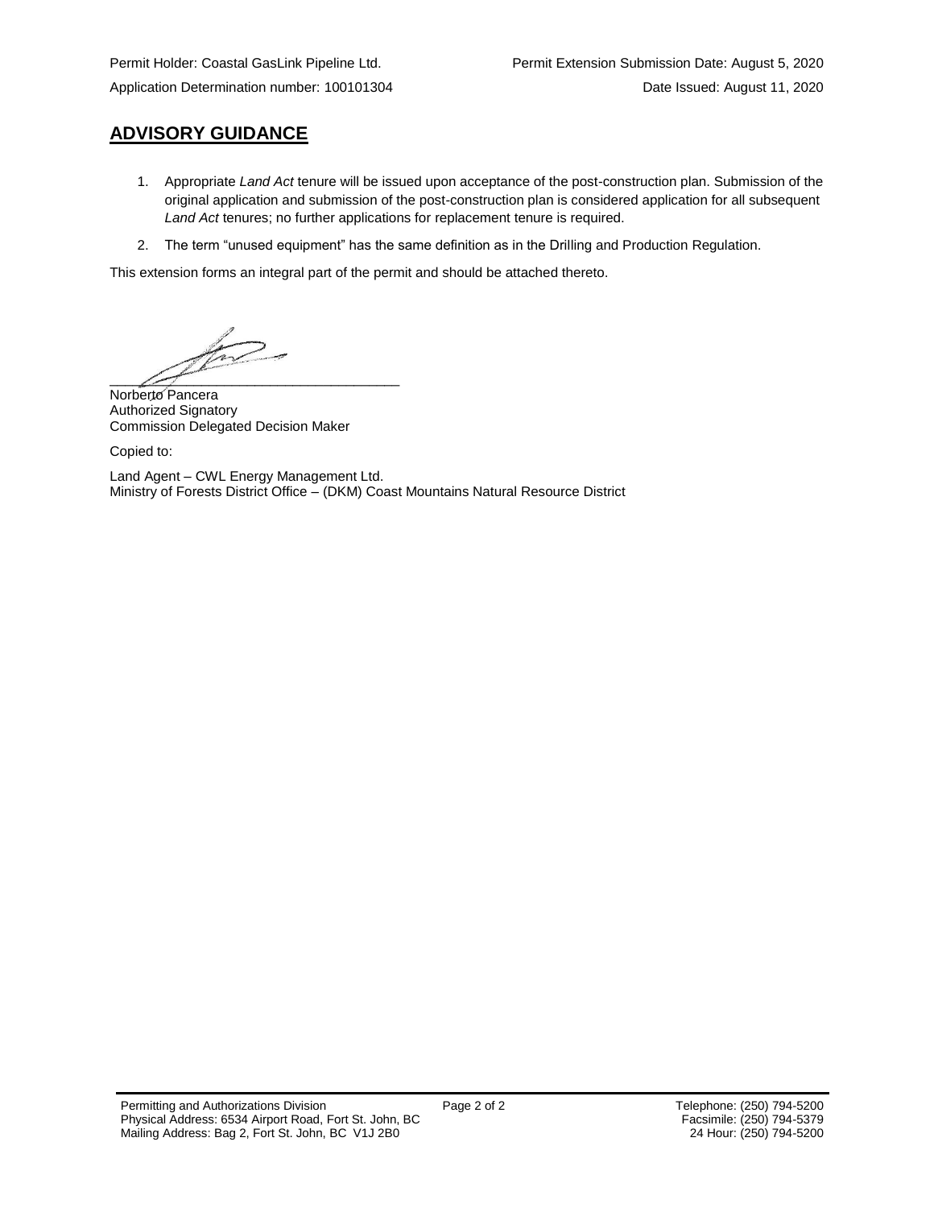Permit Holder: Coastal GasLink Pipeline Ltd.

Permit Extension Submission Date: August 5, 2020

Application Determination number: 100101304

Date Issued: August 11, 2020

## ADVISORY GUIDANCE

1. Appropriate *Land Act* tenure will be issued upon acceptance of the post-construction plan. Submission of the original application and submission of the post-construction plan is considered application for all subsequent *Land Act* tenures; no further applications for replacement tenure is required.
2. The term “unused equipment” has the same definition as in the Drilling and Production Regulation.

This extension forms an integral part of the permit and should be attached thereto.

______________________________________

Norberto Pancera
Authorized Signatory
Commission Delegated Decision Maker

Copied to:

Land Agent – CWL Energy Management Ltd.
Ministry of Forests District Office – (DKM) Coast Mountains Natural Resource District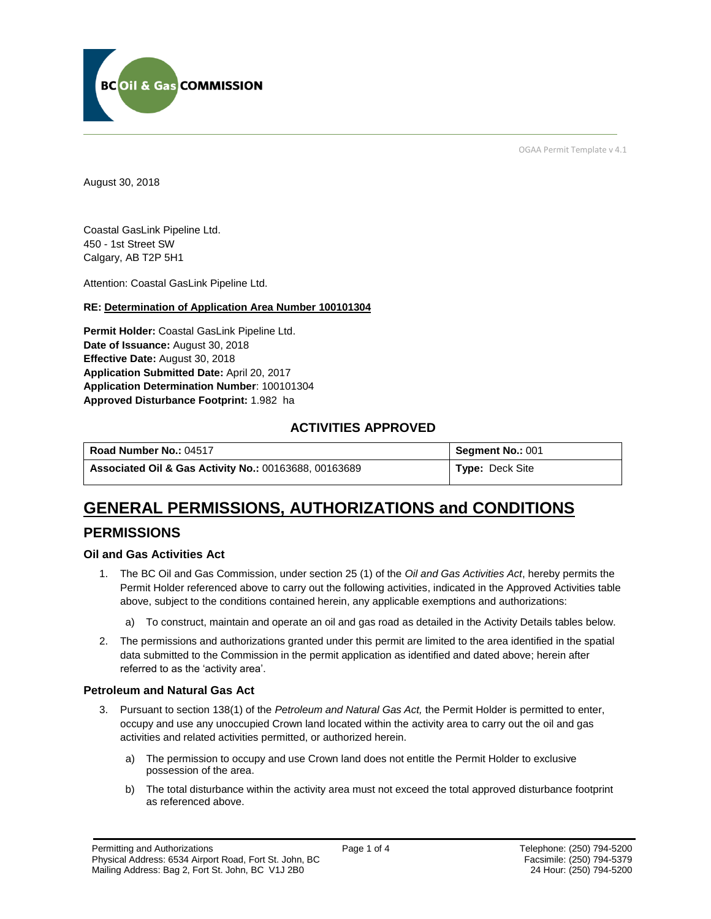OGAA Permit Template v 4.1

August 30, 2018

Coastal GasLink Pipeline Ltd.
450 - 1st Street SW
Calgary, AB T2P 5H1

Attention: Coastal GasLink Pipeline Ltd.

**RE: Determination of Application Area Number 100101304**

**Permit Holder:** Coastal GasLink Pipeline Ltd.
**Date of Issuance:** August 30, 2018
**Effective Date:** August 30, 2018
**Application Submitted Date:** April 20, 2017
**Application Determination Number**: 100101304
**Approved Disturbance Footprint:** 1.982 ha

### ACTIVITIES APPROVED

| **Road Number No.:** 04517 | **Segment No.:** 001 |
|---|---|
| **Associated Oil & Gas Activity No.:** 00163688, 00163689 | **Type:** Deck Site |

# GENERAL PERMISSIONS, AUTHORIZATIONS and CONDITIONS

## PERMISSIONS

### Oil and Gas Activities Act

1. The BC Oil and Gas Commission, under section 25 (1) of the *Oil and Gas Activities Act*, hereby permits the Permit Holder referenced above to carry out the following activities, indicated in the Approved Activities table above, subject to the conditions contained herein, any applicable exemptions and authorizations:

   a) To construct, maintain and operate an oil and gas road as detailed in the Activity Details tables below.

2. The permissions and authorizations granted under this permit are limited to the area identified in the spatial data submitted to the Commission in the permit application as identified and dated above; herein after referred to as the 'activity area'.

### Petroleum and Natural Gas Act

3. Pursuant to section 138(1) of the *Petroleum and Natural Gas Act,* the Permit Holder is permitted to enter, occupy and use any unoccupied Crown land located within the activity area to carry out the oil and gas activities and related activities permitted, or authorized herein.

   a) The permission to occupy and use Crown land does not entitle the Permit Holder to exclusive possession of the area.

   b) The total disturbance within the activity area must not exceed the total approved disturbance footprint as referenced above.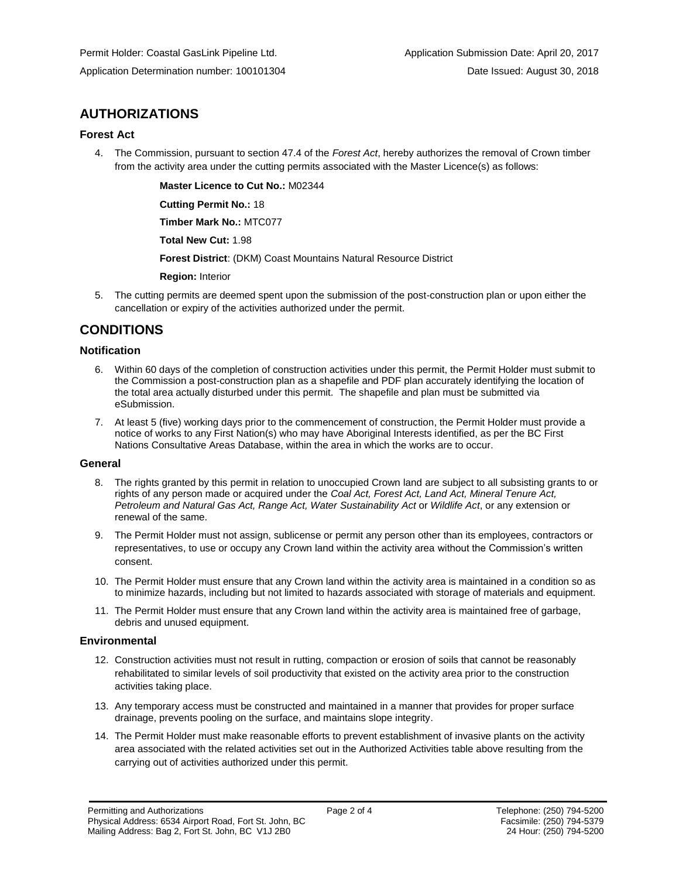Permit Holder: Coastal GasLink Pipeline Ltd.

Application Submission Date: April 20, 2017

Application Determination number: 100101304

Date Issued: August 30, 2018

## AUTHORIZATIONS

### Forest Act

4. The Commission, pursuant to section 47.4 of the *Forest Act*, hereby authorizes the removal of Crown timber from the activity area under the cutting permits associated with the Master Licence(s) as follows:

   **Master Licence to Cut No.:** M02344

   **Cutting Permit No.:** 18

   **Timber Mark No.:** MTC077

   **Total New Cut:** 1.98

   **Forest District**: (DKM) Coast Mountains Natural Resource District

   **Region:** Interior

5. The cutting permits are deemed spent upon the submission of the post-construction plan or upon either the cancellation or expiry of the activities authorized under the permit.

## CONDITIONS

### Notification

6. Within 60 days of the completion of construction activities under this permit, the Permit Holder must submit to the Commission a post-construction plan as a shapefile and PDF plan accurately identifying the location of the total area actually disturbed under this permit. The shapefile and plan must be submitted via eSubmission.

7. At least 5 (five) working days prior to the commencement of construction, the Permit Holder must provide a notice of works to any First Nation(s) who may have Aboriginal Interests identified, as per the BC First Nations Consultative Areas Database, within the area in which the works are to occur.

### General

8. The rights granted by this permit in relation to unoccupied Crown land are subject to all subsisting grants to or rights of any person made or acquired under the *Coal Act, Forest Act, Land Act, Mineral Tenure Act, Petroleum and Natural Gas Act, Range Act, Water Sustainability Act* or *Wildlife Act*, or any extension or renewal of the same.

9. The Permit Holder must not assign, sublicense or permit any person other than its employees, contractors or representatives, to use or occupy any Crown land within the activity area without the Commission's written consent.

10. The Permit Holder must ensure that any Crown land within the activity area is maintained in a condition so as to minimize hazards, including but not limited to hazards associated with storage of materials and equipment.

11. The Permit Holder must ensure that any Crown land within the activity area is maintained free of garbage, debris and unused equipment.

### Environmental

12. Construction activities must not result in rutting, compaction or erosion of soils that cannot be reasonably rehabilitated to similar levels of soil productivity that existed on the activity area prior to the construction activities taking place.

13. Any temporary access must be constructed and maintained in a manner that provides for proper surface drainage, prevents pooling on the surface, and maintains slope integrity.

14. The Permit Holder must make reasonable efforts to prevent establishment of invasive plants on the activity area associated with the related activities set out in the Authorized Activities table above resulting from the carrying out of activities authorized under this permit.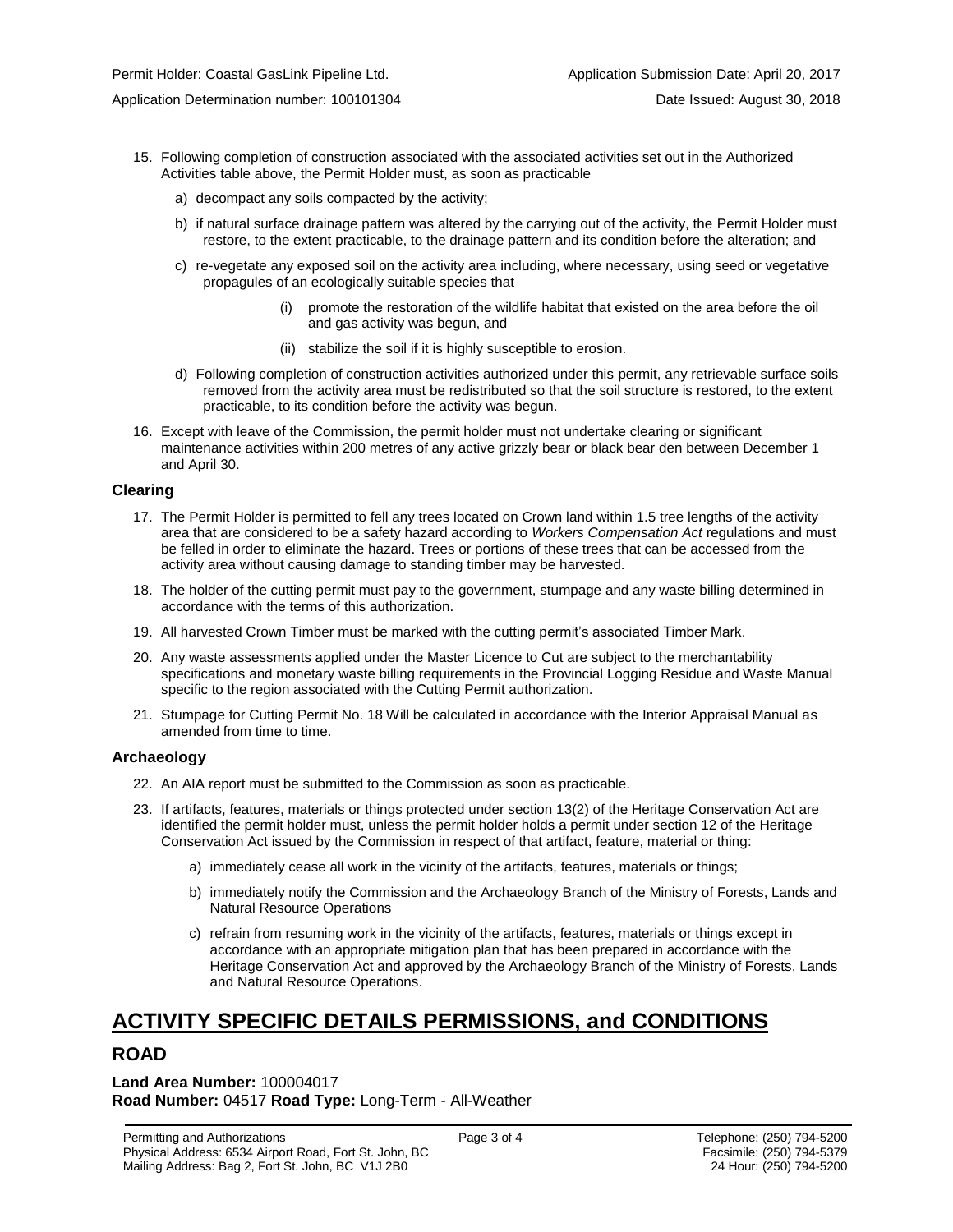15. Following completion of construction associated with the associated activities set out in the Authorized Activities table above, the Permit Holder must, as soon as practicable

    a) decompact any soils compacted by the activity;

    b) if natural surface drainage pattern was altered by the carrying out of the activity, the Permit Holder must restore, to the extent practicable, to the drainage pattern and its condition before the alteration; and

    c) re-vegetate any exposed soil on the activity area including, where necessary, using seed or vegetative propagules of an ecologically suitable species that

        (i) promote the restoration of the wildlife habitat that existed on the area before the oil and gas activity was begun, and

        (ii) stabilize the soil if it is highly susceptible to erosion.

    d) Following completion of construction activities authorized under this permit, any retrievable surface soils removed from the activity area must be redistributed so that the soil structure is restored, to the extent practicable, to its condition before the activity was begun.

16. Except with leave of the Commission, the permit holder must not undertake clearing or significant maintenance activities within 200 metres of any active grizzly bear or black bear den between December 1 and April 30.

### Clearing

17. The Permit Holder is permitted to fell any trees located on Crown land within 1.5 tree lengths of the activity area that are considered to be a safety hazard according to *Workers Compensation Act* regulations and must be felled in order to eliminate the hazard. Trees or portions of these trees that can be accessed from the activity area without causing damage to standing timber may be harvested.

18. The holder of the cutting permit must pay to the government, stumpage and any waste billing determined in accordance with the terms of this authorization.

19. All harvested Crown Timber must be marked with the cutting permit's associated Timber Mark.

20. Any waste assessments applied under the Master Licence to Cut are subject to the merchantability specifications and monetary waste billing requirements in the Provincial Logging Residue and Waste Manual specific to the region associated with the Cutting Permit authorization.

21. Stumpage for Cutting Permit No. 18 Will be calculated in accordance with the Interior Appraisal Manual as amended from time to time.

### Archaeology

22. An AIA report must be submitted to the Commission as soon as practicable.

23. If artifacts, features, materials or things protected under section 13(2) of the Heritage Conservation Act are identified the permit holder must, unless the permit holder holds a permit under section 12 of the Heritage Conservation Act issued by the Commission in respect of that artifact, feature, material or thing:

    a) immediately cease all work in the vicinity of the artifacts, features, materials or things;

    b) immediately notify the Commission and the Archaeology Branch of the Ministry of Forests, Lands and Natural Resource Operations

    c) refrain from resuming work in the vicinity of the artifacts, features, materials or things except in accordance with an appropriate mitigation plan that has been prepared in accordance with the Heritage Conservation Act and approved by the Archaeology Branch of the Ministry of Forests, Lands and Natural Resource Operations.

# ACTIVITY SPECIFIC DETAILS PERMISSIONS, and CONDITIONS

## ROAD

**Land Area Number:** 100004017
**Road Number:** 04517 **Road Type:** Long-Term - All-Weather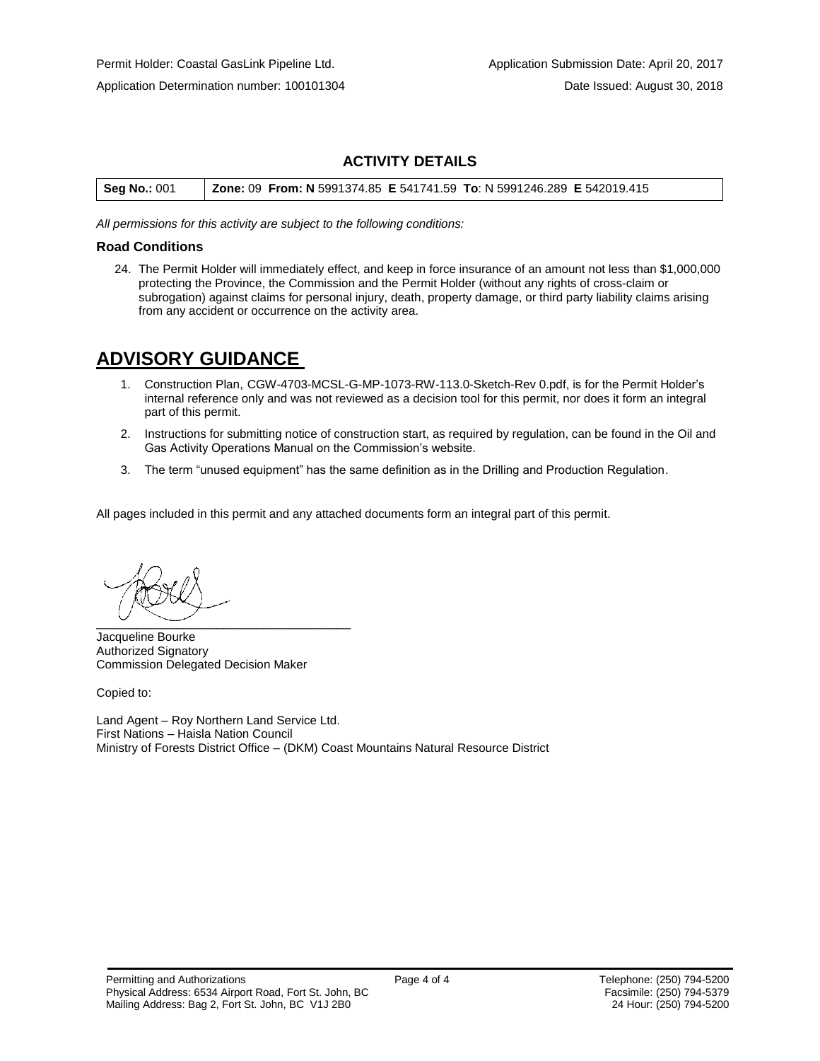Permit Holder: Coastal GasLink Pipeline Ltd.

Application Submission Date: April 20, 2017

Application Determination number: 100101304

Date Issued: August 30, 2018

## ACTIVITY DETAILS

| | |
|---|---|
| **Seg No.:** 001 | **Zone:** 09 **From: N** 5991374.85 **E** 541741.59 **To**: N 5991246.289 **E** 542019.415 |

*All permissions for this activity are subject to the following conditions:*

### Road Conditions

24. The Permit Holder will immediately effect, and keep in force insurance of an amount not less than $1,000,000 protecting the Province, the Commission and the Permit Holder (without any rights of cross-claim or subrogation) against claims for personal injury, death, property damage, or third party liability claims arising from any accident or occurrence on the activity area.

# ADVISORY GUIDANCE

1. Construction Plan, CGW-4703-MCSL-G-MP-1073-RW-113.0-Sketch-Rev 0.pdf, is for the Permit Holder's internal reference only and was not reviewed as a decision tool for this permit, nor does it form an integral part of this permit.
2. Instructions for submitting notice of construction start, as required by regulation, can be found in the Oil and Gas Activity Operations Manual on the Commission's website.
3. The term "unused equipment" has the same definition as in the Drilling and Production Regulation.

All pages included in this permit and any attached documents form an integral part of this permit.

Jacqueline Bourke
Authorized Signatory
Commission Delegated Decision Maker

Copied to:

Land Agent – Roy Northern Land Service Ltd.
First Nations – Haisla Nation Council
Ministry of Forests District Office – (DKM) Coast Mountains Natural Resource District

Permitting and Authorizations
Physical Address: 6534 Airport Road, Fort St. John, BC
Mailing Address: Bag 2, Fort St. John, BC V1J 2B0

Telephone: (250) 794-5200
Facsimile: (250) 794-5379
24 Hour: (250) 794-5200